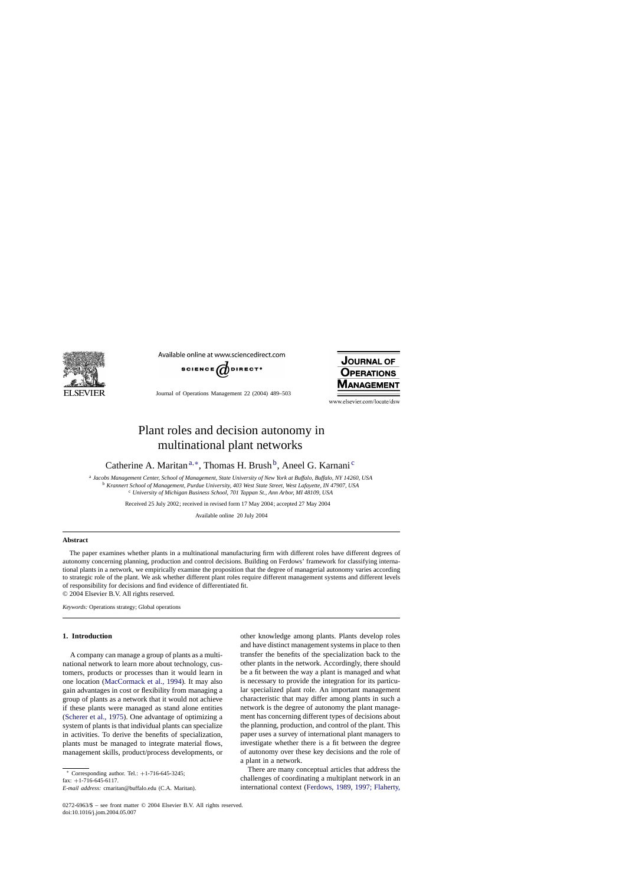# Plant roles and decision autonomy in multinational plant networks

Catherine A. Maritan[a,*], Thomas H. Brush[b], Aneel G. Karnani[c]

[a] Jacobs Management Center, School of Management, State University of New York at Buffalo, Buffalo, NY 14260, USA
[b] Krannert School of Management, Purdue University, 403 West State Street, West Lafayette, IN 47907, USA
[c] University of Michigan Business School, 701 Tappan St., Ann Arbor, MI 48109, USA

Received 25 July 2002; received in revised form 17 May 2004; accepted 27 May 2004

Available online 20 July 2004

## Abstract

The paper examines whether plants in a multinational manufacturing firm with different roles have different degrees of autonomy concerning planning, production and control decisions. Building on Ferdows' framework for classifying international plants in a network, we empirically examine the proposition that the degree of managerial autonomy varies according to strategic role of the plant. We ask whether different plant roles require different management systems and different levels of responsibility for decisions and find evidence of differentiated fit.
© 2004 Elsevier B.V. All rights reserved.

*Keywords:* Operations strategy; Global operations

## 1. Introduction

A company can manage a group of plants as a multinational network to learn more about technology, customers, products or processes than it would learn in one location (MacCormack et al., 1994). It may also gain advantages in cost or flexibility from managing a group of plants as a network that it would not achieve if these plants were managed as stand alone entities (Scherer et al., 1975). One advantage of optimizing a system of plants is that individual plants can specialize in activities. To derive the benefits of specialization, plants must be managed to integrate material flows, management skills, product/process developments, or other knowledge among plants. Plants develop roles and have distinct management systems in place to then transfer the benefits of the specialization back to the other plants in the network. Accordingly, there should be a fit between the way a plant is managed and what is necessary to provide the integration for its particular specialized plant role. An important management characteristic that may differ among plants in such a network is the degree of autonomy the plant management has concerning different types of decisions about the planning, production, and control of the plant. This paper uses a survey of international plant managers to investigate whether there is a fit between the degree of autonomy over these key decisions and the role of a plant in a network.

There are many conceptual articles that address the challenges of coordinating a multiplant network in an international context (Ferdows, 1989, 1997; Flaherty,

* Corresponding author. Tel.: +1-716-645-3245; fax: +1-716-645-6117.
*E-mail address:* cmaritan@buffalo.edu (C.A. Maritan).

0272-6963/$ – see front matter © 2004 Elsevier B.V. All rights reserved.
doi:10.1016/j.jom.2004.05.007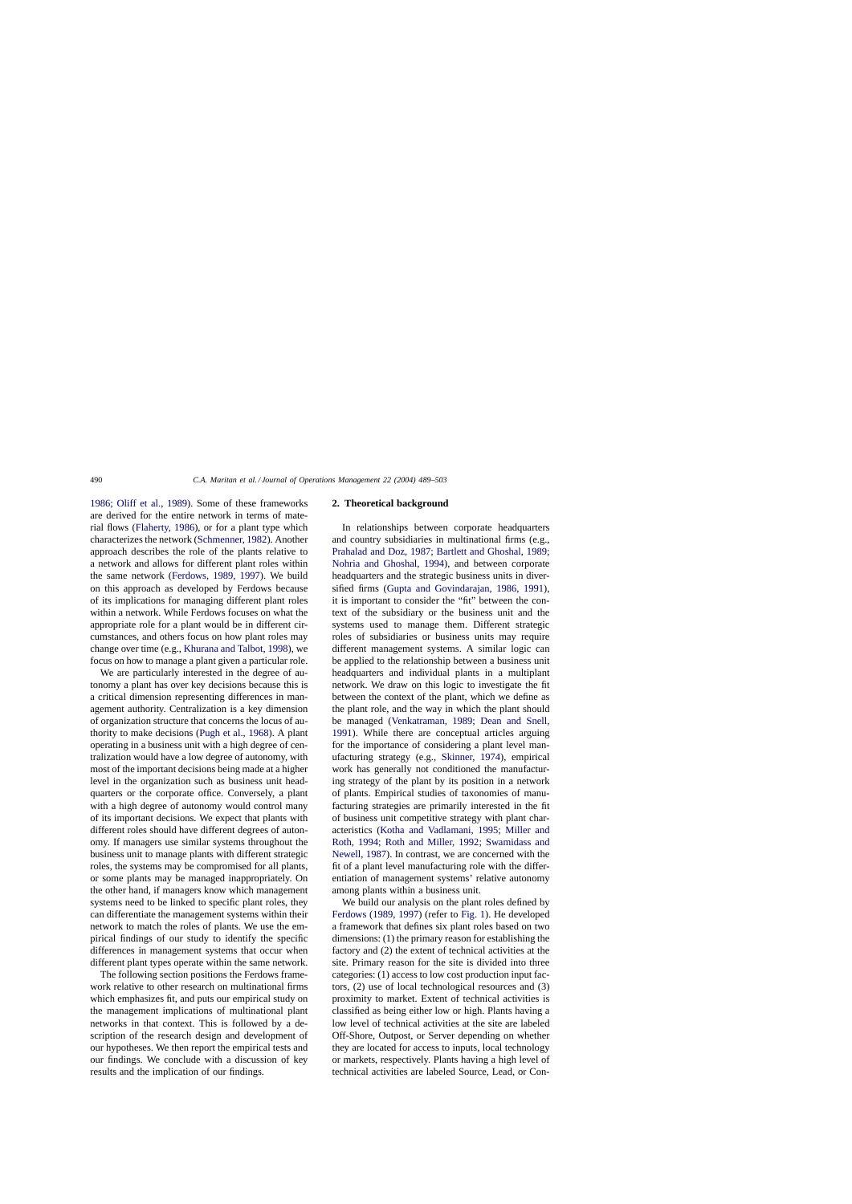1986; Oliff et al., 1989). Some of these frameworks are derived for the entire network in terms of material flows (Flaherty, 1986), or for a plant type which characterizes the network (Schmenner, 1982). Another approach describes the role of the plants relative to a network and allows for different plant roles within the same network (Ferdows, 1989, 1997). We build on this approach as developed by Ferdows because of its implications for managing different plant roles within a network. While Ferdows focuses on what the appropriate role for a plant would be in different circumstances, and others focus on how plant roles may change over time (e.g., Khurana and Talbot, 1998), we focus on how to manage a plant given a particular role.

We are particularly interested in the degree of autonomy a plant has over key decisions because this is a critical dimension representing differences in management authority. Centralization is a key dimension of organization structure that concerns the locus of authority to make decisions (Pugh et al., 1968). A plant operating in a business unit with a high degree of centralization would have a low degree of autonomy, with most of the important decisions being made at a higher level in the organization such as business unit headquarters or the corporate office. Conversely, a plant with a high degree of autonomy would control many of its important decisions. We expect that plants with different roles should have different degrees of autonomy. If managers use similar systems throughout the business unit to manage plants with different strategic roles, the systems may be compromised for all plants, or some plants may be managed inappropriately. On the other hand, if managers know which management systems need to be linked to specific plant roles, they can differentiate the management systems within their network to match the roles of plants. We use the empirical findings of our study to identify the specific differences in management systems that occur when different plant types operate within the same network.

The following section positions the Ferdows framework relative to other research on multinational firms which emphasizes fit, and puts our empirical study on the management implications of multinational plant networks in that context. This is followed by a description of the research design and development of our hypotheses. We then report the empirical tests and our findings. We conclude with a discussion of key results and the implication of our findings.

## 2. Theoretical background

In relationships between corporate headquarters and country subsidiaries in multinational firms (e.g., Prahalad and Doz, 1987; Bartlett and Ghoshal, 1989; Nohria and Ghoshal, 1994), and between corporate headquarters and the strategic business units in diversified firms (Gupta and Govindarajan, 1986, 1991), it is important to consider the "fit" between the context of the subsidiary or the business unit and the systems used to manage them. Different strategic roles of subsidiaries or business units may require different management systems. A similar logic can be applied to the relationship between a business unit headquarters and individual plants in a multiplant network. We draw on this logic to investigate the fit between the context of the plant, which we define as the plant role, and the way in which the plant should be managed (Venkatraman, 1989; Dean and Snell, 1991). While there are conceptual articles arguing for the importance of considering a plant level manufacturing strategy (e.g., Skinner, 1974), empirical work has generally not conditioned the manufacturing strategy of the plant by its position in a network of plants. Empirical studies of taxonomies of manufacturing strategies are primarily interested in the fit of business unit competitive strategy with plant characteristics (Kotha and Vadlamani, 1995; Miller and Roth, 1994; Roth and Miller, 1992; Swamidass and Newell, 1987). In contrast, we are concerned with the fit of a plant level manufacturing role with the differentiation of management systems' relative autonomy among plants within a business unit.

We build our analysis on the plant roles defined by Ferdows (1989, 1997) (refer to Fig. 1). He developed a framework that defines six plant roles based on two dimensions: (1) the primary reason for establishing the factory and (2) the extent of technical activities at the site. Primary reason for the site is divided into three categories: (1) access to low cost production input factors, (2) use of local technological resources and (3) proximity to market. Extent of technical activities is classified as being either low or high. Plants having a low level of technical activities at the site are labeled Off-Shore, Outpost, or Server depending on whether they are located for access to inputs, local technology or markets, respectively. Plants having a high level of technical activities are labeled Source, Lead, or Con-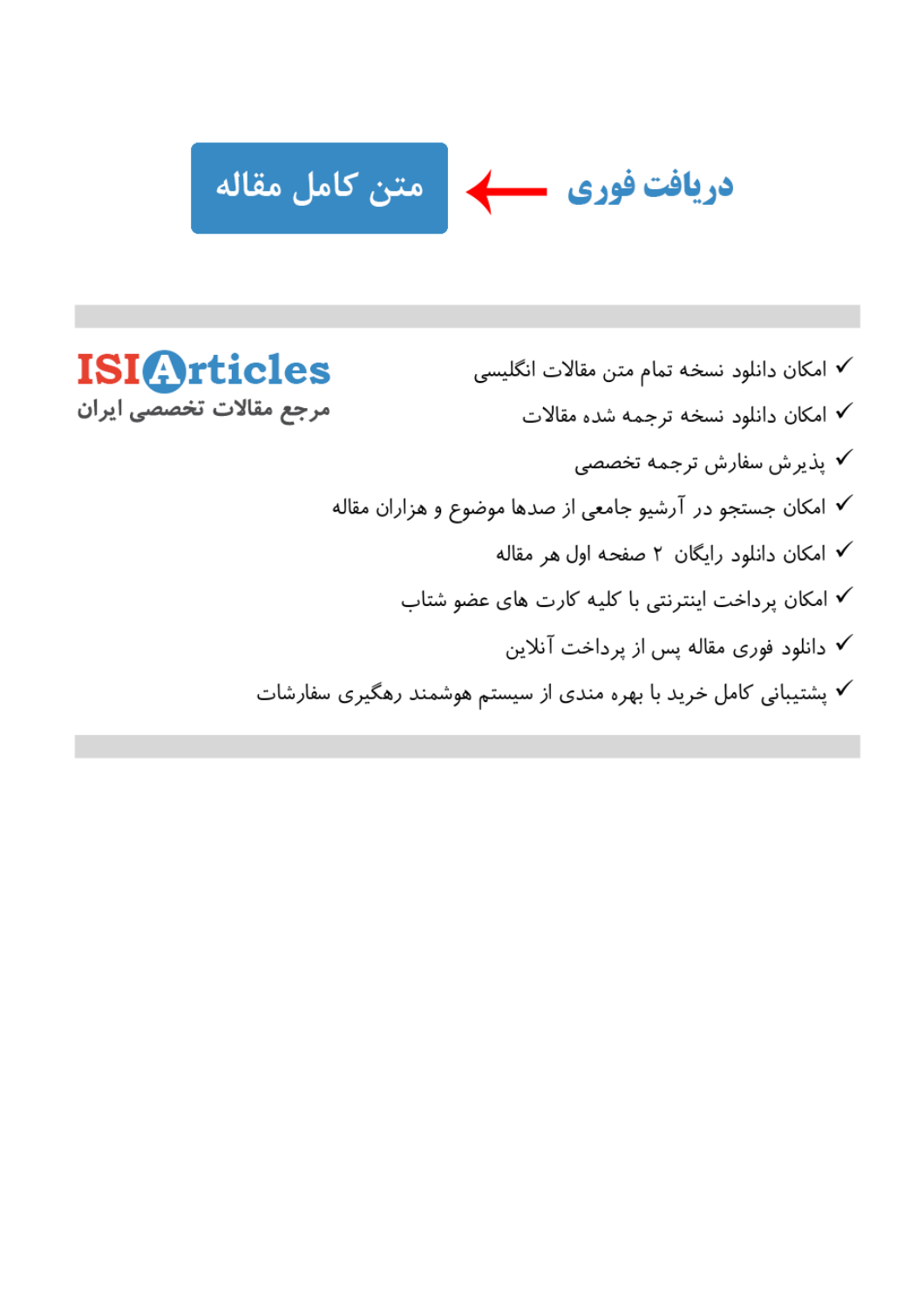دریافت فوری ← **متن کامل مقاله**

**ISIArticles**
مرجع مقالات تخصصی ایران

- ✓ امکان دانلود نسخه تمام متن مقالات انگلیسی
- ✓ امکان دانلود نسخه ترجمه شده مقالات
- ✓ پذیرش سفارش ترجمه تخصصی
- ✓ امکان جستجو در آرشیو جامعی از صدها موضوع و هزاران مقاله
- ✓ امکان دانلود رایگان ۲ صفحه اول هر مقاله
- ✓ امکان پرداخت اینترنتی با کلیه کارت های عضو شتاب
- ✓ دانلود فوری مقاله پس از پرداخت آنلاین
- ✓ پشتیبانی کامل خرید با بهره مندی از سیستم هوشمند رهگیری سفارشات